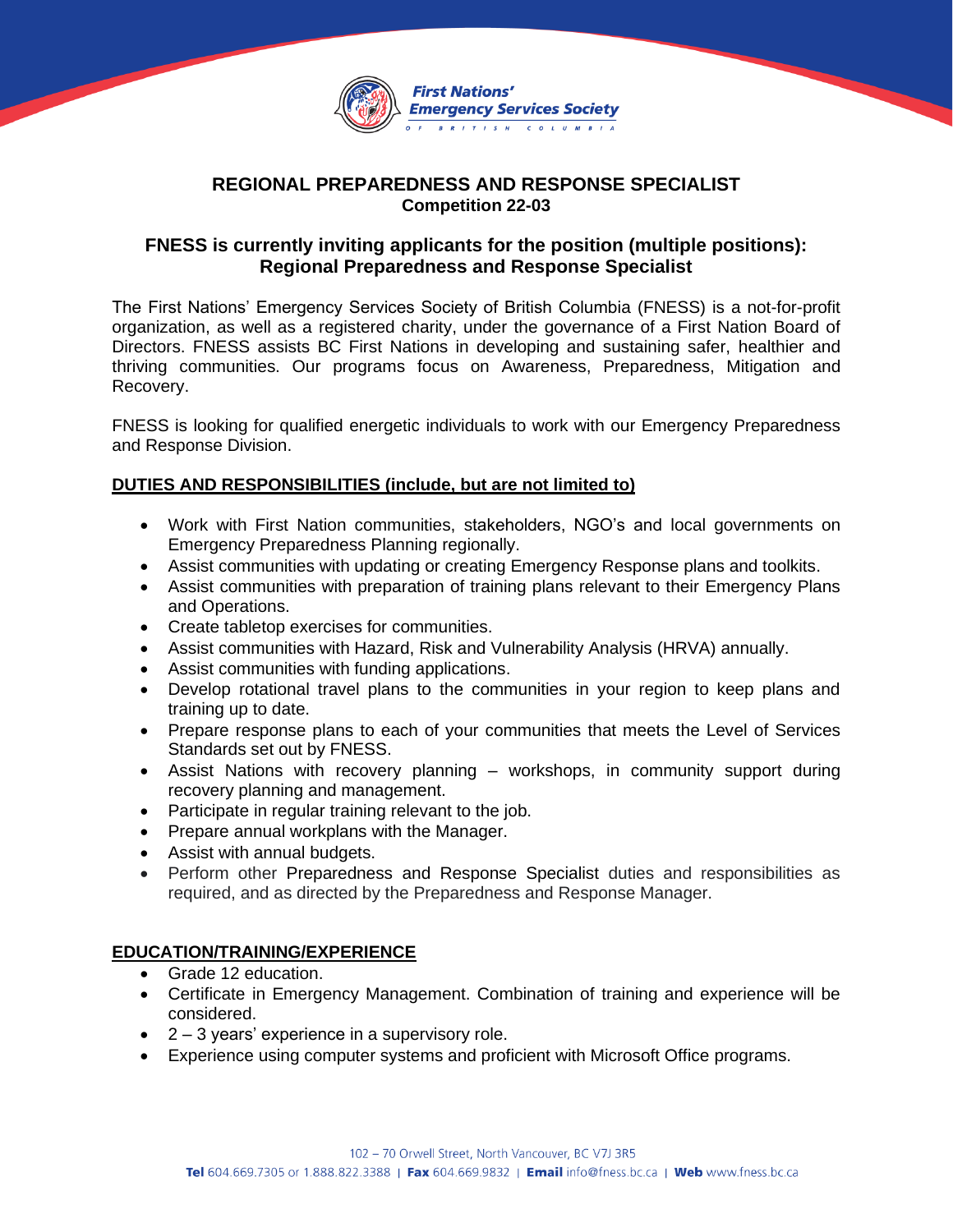First Nations' Emergency Services Society of British Columbia

# REGIONAL PREPAREDNESS AND RESPONSE SPECIALIST

**Competition 22-03**

## FNESS is currently inviting applicants for the position (multiple positions): Regional Preparedness and Response Specialist

The First Nations' Emergency Services Society of British Columbia (FNESS) is a not-for-profit organization, as well as a registered charity, under the governance of a First Nation Board of Directors. FNESS assists BC First Nations in developing and sustaining safer, healthier and thriving communities. Our programs focus on Awareness, Preparedness, Mitigation and Recovery.

FNESS is looking for qualified energetic individuals to work with our Emergency Preparedness and Response Division.

### DUTIES AND RESPONSIBILITIES (include, but are not limited to)

- Work with First Nation communities, stakeholders, NGO's and local governments on Emergency Preparedness Planning regionally.
- Assist communities with updating or creating Emergency Response plans and toolkits.
- Assist communities with preparation of training plans relevant to their Emergency Plans and Operations.
- Create tabletop exercises for communities.
- Assist communities with Hazard, Risk and Vulnerability Analysis (HRVA) annually.
- Assist communities with funding applications.
- Develop rotational travel plans to the communities in your region to keep plans and training up to date.
- Prepare response plans to each of your communities that meets the Level of Services Standards set out by FNESS.
- Assist Nations with recovery planning – workshops, in community support during recovery planning and management.
- Participate in regular training relevant to the job.
- Prepare annual workplans with the Manager.
- Assist with annual budgets.
- Perform other Preparedness and Response Specialist duties and responsibilities as required, and as directed by the Preparedness and Response Manager.

### EDUCATION/TRAINING/EXPERIENCE

- Grade 12 education.
- Certificate in Emergency Management. Combination of training and experience will be considered.
- 2 – 3 years' experience in a supervisory role.
- Experience using computer systems and proficient with Microsoft Office programs.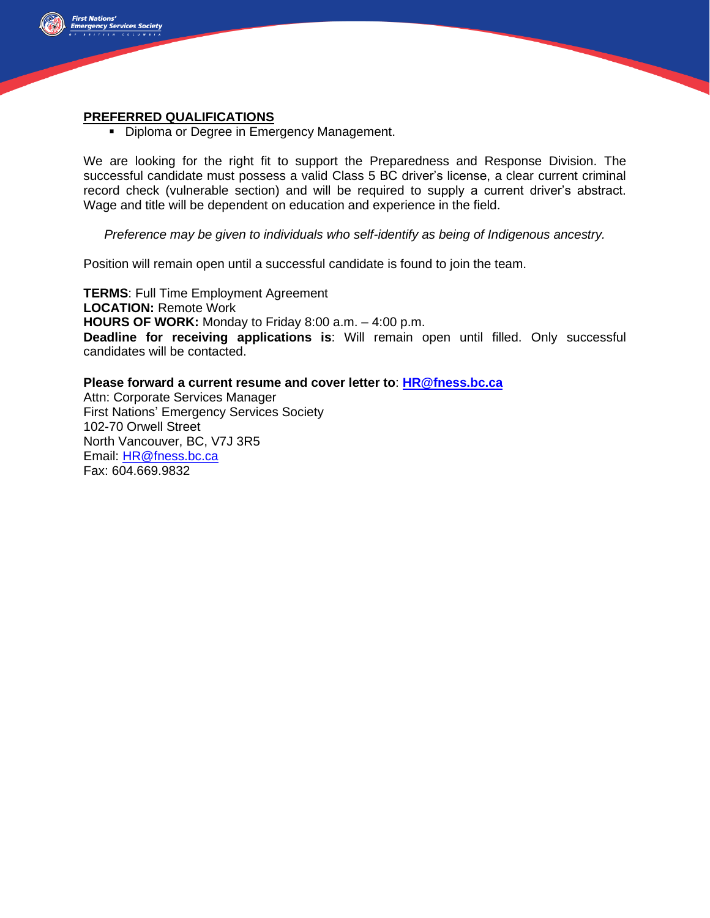## PREFERRED QUALIFICATIONS

- Diploma or Degree in Emergency Management.

We are looking for the right fit to support the Preparedness and Response Division. The successful candidate must possess a valid Class 5 BC driver's license, a clear current criminal record check (vulnerable section) and will be required to supply a current driver's abstract. Wage and title will be dependent on education and experience in the field.

*Preference may be given to individuals who self-identify as being of Indigenous ancestry.*

Position will remain open until a successful candidate is found to join the team.

**TERMS**: Full Time Employment Agreement
**LOCATION:** Remote Work
**HOURS OF WORK:** Monday to Friday 8:00 a.m. – 4:00 p.m.
**Deadline for receiving applications is**: Will remain open until filled. Only successful candidates will be contacted.

**Please forward a current resume and cover letter to**: **HR@fness.bc.ca**
Attn: Corporate Services Manager
First Nations' Emergency Services Society
102-70 Orwell Street
North Vancouver, BC, V7J 3R5
Email: HR@fness.bc.ca
Fax: 604.669.9832